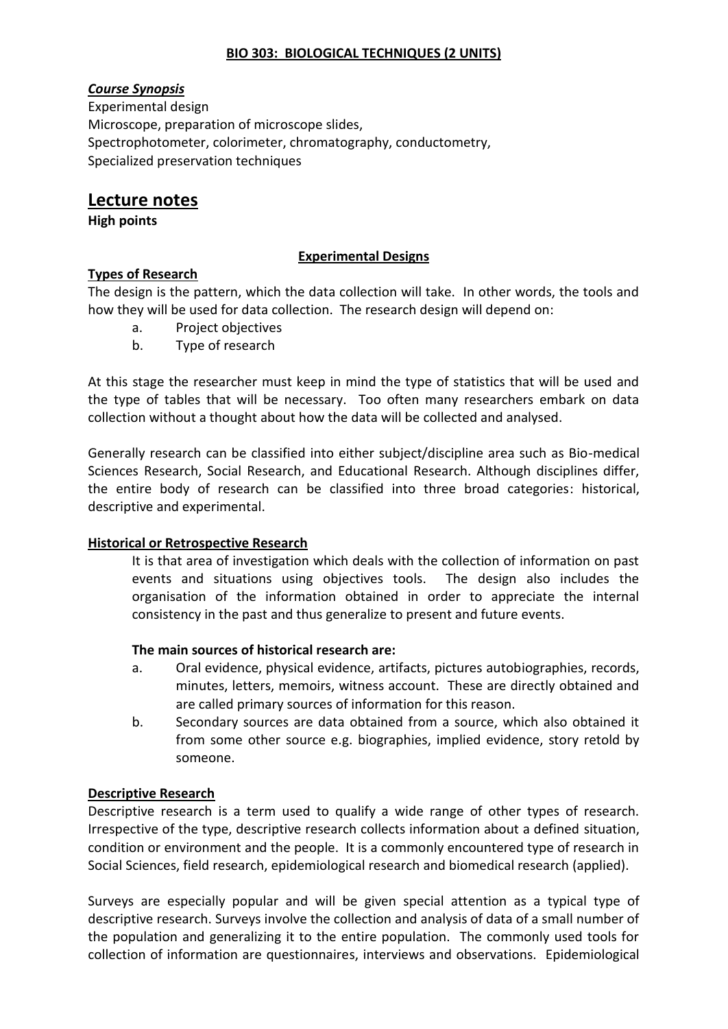# BIO 303: BIOLOGICAL TECHNIQUES (2 UNITS)

***Course Synopsis***

Experimental design
Microscope, preparation of microscope slides,
Spectrophotometer, colorimeter, chromatography, conductometry,
Specialized preservation techniques

# Lecture notes

**High points**

## Experimental Designs

### Types of Research

The design is the pattern, which the data collection will take. In other words, the tools and how they will be used for data collection. The research design will depend on:

a. Project objectives
b. Type of research

At this stage the researcher must keep in mind the type of statistics that will be used and the type of tables that will be necessary. Too often many researchers embark on data collection without a thought about how the data will be collected and analysed.

Generally research can be classified into either subject/discipline area such as Bio-medical Sciences Research, Social Research, and Educational Research. Although disciplines differ, the entire body of research can be classified into three broad categories: historical, descriptive and experimental.

### Historical or Retrospective Research

It is that area of investigation which deals with the collection of information on past events and situations using objectives tools. The design also includes the organisation of the information obtained in order to appreciate the internal consistency in the past and thus generalize to present and future events.

**The main sources of historical research are:**

a. Oral evidence, physical evidence, artifacts, pictures autobiographies, records, minutes, letters, memoirs, witness account. These are directly obtained and are called primary sources of information for this reason.
b. Secondary sources are data obtained from a source, which also obtained it from some other source e.g. biographies, implied evidence, story retold by someone.

### Descriptive Research

Descriptive research is a term used to qualify a wide range of other types of research. Irrespective of the type, descriptive research collects information about a defined situation, condition or environment and the people. It is a commonly encountered type of research in Social Sciences, field research, epidemiological research and biomedical research (applied).

Surveys are especially popular and will be given special attention as a typical type of descriptive research. Surveys involve the collection and analysis of data of a small number of the population and generalizing it to the entire population. The commonly used tools for collection of information are questionnaires, interviews and observations. Epidemiological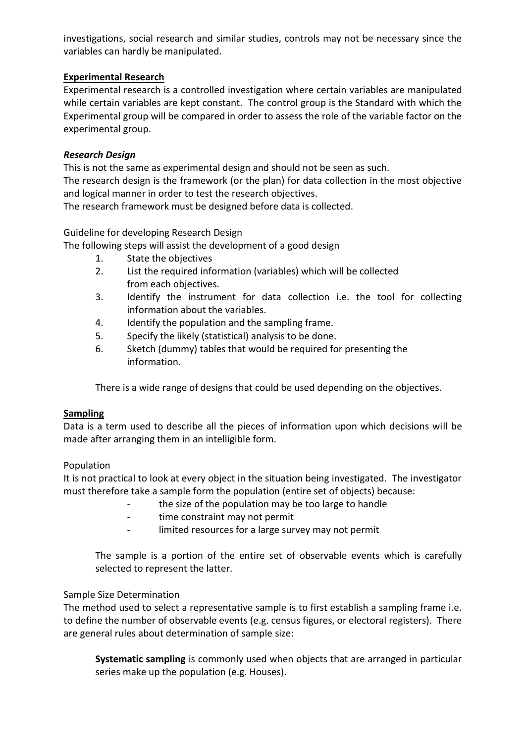investigations, social research and similar studies, controls may not be necessary since the variables can hardly be manipulated.

**Experimental Research**

Experimental research is a controlled investigation where certain variables are manipulated while certain variables are kept constant. The control group is the Standard with which the Experimental group will be compared in order to assess the role of the variable factor on the experimental group.

***Research Design***

This is not the same as experimental design and should not be seen as such.

The research design is the framework (or the plan) for data collection in the most objective and logical manner in order to test the research objectives.

The research framework must be designed before data is collected.

Guideline for developing Research Design

The following steps will assist the development of a good design

1. State the objectives
2. List the required information (variables) which will be collected from each objectives.
3. Identify the instrument for data collection i.e. the tool for collecting information about the variables.
4. Identify the population and the sampling frame.
5. Specify the likely (statistical) analysis to be done.
6. Sketch (dummy) tables that would be required for presenting the information.

There is a wide range of designs that could be used depending on the objectives.

**Sampling**

Data is a term used to describe all the pieces of information upon which decisions will be made after arranging them in an intelligible form.

Population

It is not practical to look at every object in the situation being investigated. The investigator must therefore take a sample form the population (entire set of objects) because:

- the size of the population may be too large to handle
- time constraint may not permit
- limited resources for a large survey may not permit

The sample is a portion of the entire set of observable events which is carefully selected to represent the latter.

Sample Size Determination

The method used to select a representative sample is to first establish a sampling frame i.e. to define the number of observable events (e.g. census figures, or electoral registers). There are general rules about determination of sample size:

**Systematic sampling** is commonly used when objects that are arranged in particular series make up the population (e.g. Houses).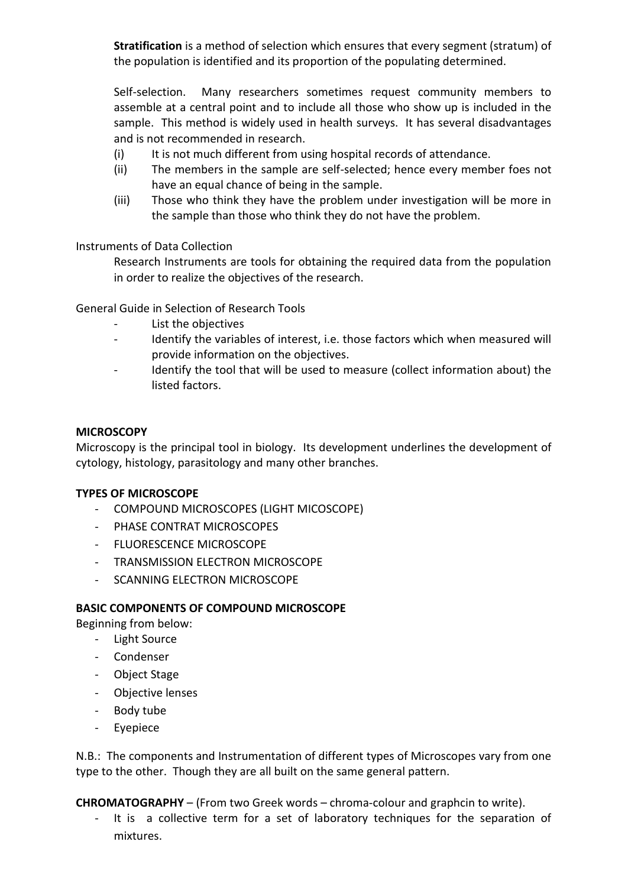**Stratification** is a method of selection which ensures that every segment (stratum) of the population is identified and its proportion of the populating determined.

Self-selection. Many researchers sometimes request community members to assemble at a central point and to include all those who show up is included in the sample. This method is widely used in health surveys. It has several disadvantages and is not recommended in research.

(i) It is not much different from using hospital records of attendance.
(ii) The members in the sample are self-selected; hence every member foes not have an equal chance of being in the sample.
(iii) Those who think they have the problem under investigation will be more in the sample than those who think they do not have the problem.

Instruments of Data Collection

Research Instruments are tools for obtaining the required data from the population in order to realize the objectives of the research.

General Guide in Selection of Research Tools

- List the objectives
- Identify the variables of interest, i.e. those factors which when measured will provide information on the objectives.
- Identify the tool that will be used to measure (collect information about) the listed factors.

**MICROSCOPY**

Microscopy is the principal tool in biology. Its development underlines the development of cytology, histology, parasitology and many other branches.

**TYPES OF MICROSCOPE**

- COMPOUND MICROSCOPES (LIGHT MICOSCOPE)
- PHASE CONTRAT MICROSCOPES
- FLUORESCENCE MICROSCOPE
- TRANSMISSION ELECTRON MICROSCOPE
- SCANNING ELECTRON MICROSCOPE

**BASIC COMPONENTS OF COMPOUND MICROSCOPE**

Beginning from below:

- Light Source
- Condenser
- Object Stage
- Objective lenses
- Body tube
- Eyepiece

N.B.: The components and Instrumentation of different types of Microscopes vary from one type to the other. Though they are all built on the same general pattern.

**CHROMATOGRAPHY** – (From two Greek words – chroma-colour and graphcin to write).

- It is a collective term for a set of laboratory techniques for the separation of mixtures.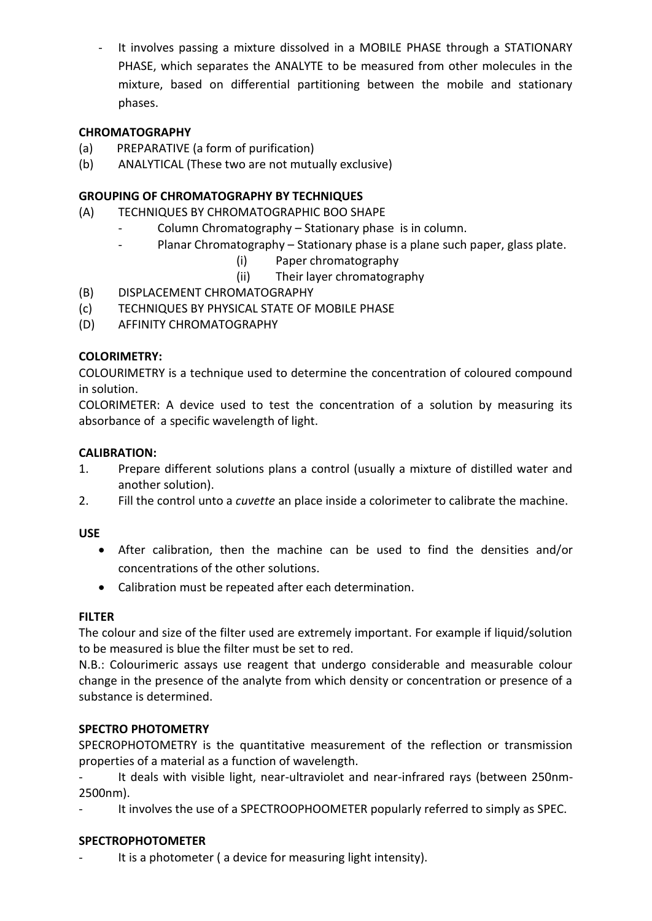- It involves passing a mixture dissolved in a MOBILE PHASE through a STATIONARY PHASE, which separates the ANALYTE to be measured from other molecules in the mixture, based on differential partitioning between the mobile and stationary phases.

**CHROMATOGRAPHY**

(a) PREPARATIVE (a form of purification)

(b) ANALYTICAL (These two are not mutually exclusive)

**GROUPING OF CHROMATOGRAPHY BY TECHNIQUES**

(A) TECHNIQUES BY CHROMATOGRAPHIC BOO SHAPE
  - Column Chromatography – Stationary phase is in column.
  - Planar Chromatography – Stationary phase is a plane such paper, glass plate.
    - (i) Paper chromatography
    - (ii) Their layer chromatography

(B) DISPLACEMENT CHROMATOGRAPHY

(c) TECHNIQUES BY PHYSICAL STATE OF MOBILE PHASE

(D) AFFINITY CHROMATOGRAPHY

**COLORIMETRY:**

COLOURIMETRY is a technique used to determine the concentration of coloured compound in solution.

COLORIMETER: A device used to test the concentration of a solution by measuring its absorbance of a specific wavelength of light.

**CALIBRATION:**

1. Prepare different solutions plans a control (usually a mixture of distilled water and another solution).
2. Fill the control unto a *cuvette* an place inside a colorimeter to calibrate the machine.

**USE**

- After calibration, then the machine can be used to find the densities and/or concentrations of the other solutions.
- Calibration must be repeated after each determination.

**FILTER**

The colour and size of the filter used are extremely important. For example if liquid/solution to be measured is blue the filter must be set to red.

N.B.: Colourimeric assays use reagent that undergo considerable and measurable colour change in the presence of the analyte from which density or concentration or presence of a substance is determined.

**SPECTRO PHOTOMETRY**

SPECROPHOTOMETRY is the quantitative measurement of the reflection or transmission properties of a material as a function of wavelength.

- It deals with visible light, near-ultraviolet and near-infrared rays (between 250nm-2500nm).
- It involves the use of a SPECTROOPHOOMETER popularly referred to simply as SPEC.

**SPECTROPHOTOMETER**

- It is a photometer ( a device for measuring light intensity).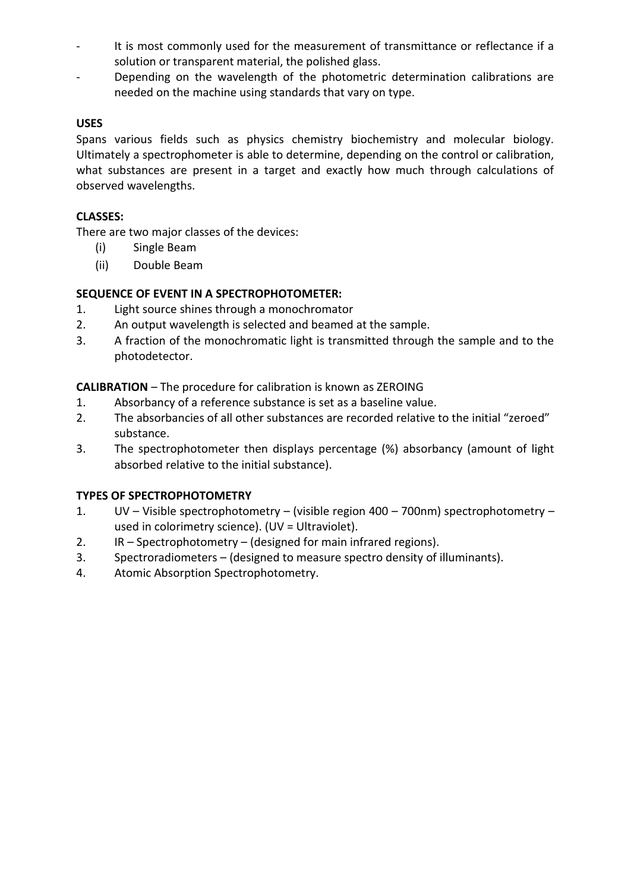- It is most commonly used for the measurement of transmittance or reflectance if a solution or transparent material, the polished glass.
- Depending on the wavelength of the photometric determination calibrations are needed on the machine using standards that vary on type.

**USES**

Spans various fields such as physics chemistry biochemistry and molecular biology. Ultimately a spectrophometer is able to determine, depending on the control or calibration, what substances are present in a target and exactly how much through calculations of observed wavelengths.

**CLASSES:**

There are two major classes of the devices:

(i) Single Beam
(ii) Double Beam

**SEQUENCE OF EVENT IN A SPECTROPHOTOMETER:**

1. Light source shines through a monochromator
2. An output wavelength is selected and beamed at the sample.
3. A fraction of the monochromatic light is transmitted through the sample and to the photodetector.

**CALIBRATION** – The procedure for calibration is known as ZEROING

1. Absorbancy of a reference substance is set as a baseline value.
2. The absorbancies of all other substances are recorded relative to the initial "zeroed" substance.
3. The spectrophotometer then displays percentage (%) absorbancy (amount of light absorbed relative to the initial substance).

**TYPES OF SPECTROPHOTOMETRY**

1. UV – Visible spectrophotometry – (visible region 400 – 700nm) spectrophotometry – used in colorimetry science). (UV = Ultraviolet).
2. IR – Spectrophotometry – (designed for main infrared regions).
3. Spectroradiometers – (designed to measure spectro density of illuminants).
4. Atomic Absorption Spectrophotometry.